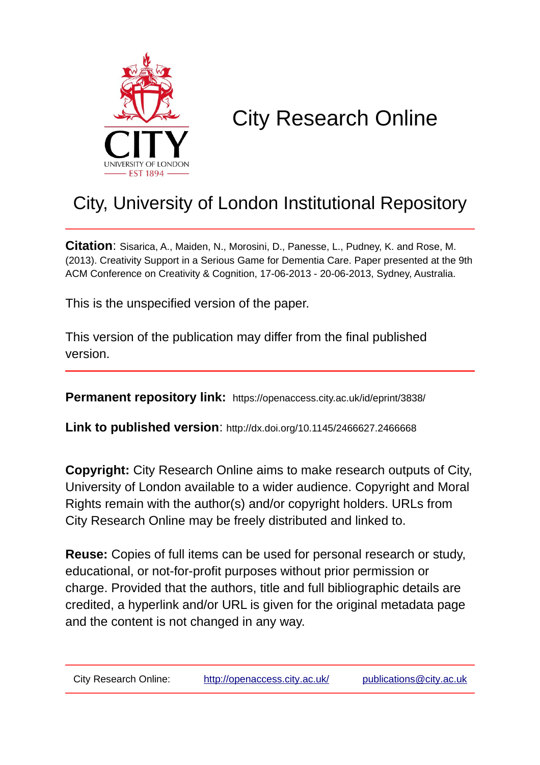# City Research Online

## City, University of London Institutional Repository

**Citation**: Sisarica, A., Maiden, N., Morosini, D., Panesse, L., Pudney, K. and Rose, M. (2013). Creativity Support in a Serious Game for Dementia Care. Paper presented at the 9th ACM Conference on Creativity & Cognition, 17-06-2013 - 20-06-2013, Sydney, Australia.

This is the unspecified version of the paper.

This version of the publication may differ from the final published version.

**Permanent repository link:** https://openaccess.city.ac.uk/id/eprint/3838/

**Link to published version**: http://dx.doi.org/10.1145/2466627.2466668

**Copyright:** City Research Online aims to make research outputs of City, University of London available to a wider audience. Copyright and Moral Rights remain with the author(s) and/or copyright holders. URLs from City Research Online may be freely distributed and linked to.

**Reuse:** Copies of full items can be used for personal research or study, educational, or not-for-profit purposes without prior permission or charge. Provided that the authors, title and full bibliographic details are credited, a hyperlink and/or URL is given for the original metadata page and the content is not changed in any way.

City Research Online: http://openaccess.city.ac.uk/ publications@city.ac.uk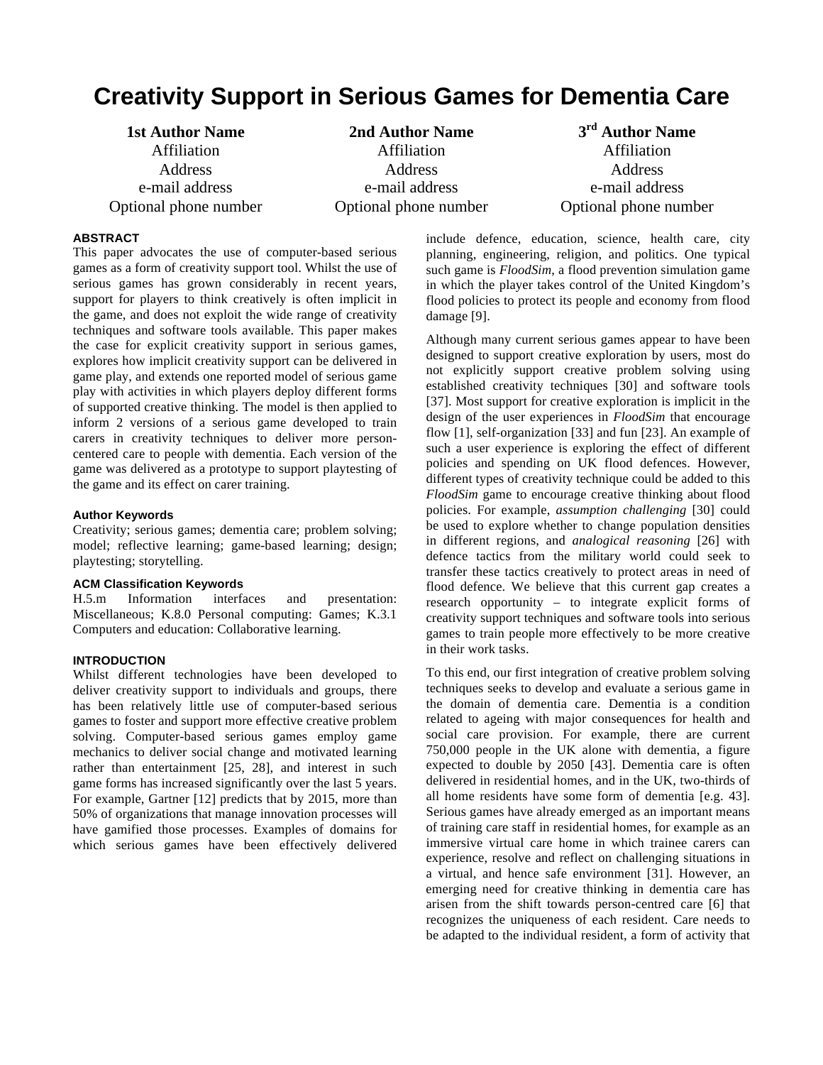# Creativity Support in Serious Games for Dementia Care

| 1st Author Name | 2nd Author Name | 3rd Author Name |
|---|---|---|
| Affiliation | Affiliation | Affiliation |
| Address | Address | Address |
| e-mail address | e-mail address | e-mail address |
| Optional phone number | Optional phone number | Optional phone number |

### ABSTRACT

This paper advocates the use of computer-based serious games as a form of creativity support tool. Whilst the use of serious games has grown considerably in recent years, support for players to think creatively is often implicit in the game, and does not exploit the wide range of creativity techniques and software tools available. This paper makes the case for explicit creativity support in serious games, explores how implicit creativity support can be delivered in game play, and extends one reported model of serious game play with activities in which players deploy different forms of supported creative thinking. The model is then applied to inform 2 versions of a serious game developed to train carers in creativity techniques to deliver more person-centered care to people with dementia. Each version of the game was delivered as a prototype to support playtesting of the game and its effect on carer training.

### Author Keywords

Creativity; serious games; dementia care; problem solving; model; reflective learning; game-based learning; design; playtesting; storytelling.

### ACM Classification Keywords

H.5.m Information interfaces and presentation: Miscellaneous; K.8.0 Personal computing: Games; K.3.1 Computers and education: Collaborative learning.

### INTRODUCTION

Whilst different technologies have been developed to deliver creativity support to individuals and groups, there has been relatively little use of computer-based serious games to foster and support more effective creative problem solving. Computer-based serious games employ game mechanics to deliver social change and motivated learning rather than entertainment [25, 28], and interest in such game forms has increased significantly over the last 5 years. For example, Gartner [12] predicts that by 2015, more than 50% of organizations that manage innovation processes will have gamified those processes. Examples of domains for which serious games have been effectively delivered include defence, education, science, health care, city planning, engineering, religion, and politics. One typical such game is *FloodSim*, a flood prevention simulation game in which the player takes control of the United Kingdom's flood policies to protect its people and economy from flood damage [9].

Although many current serious games appear to have been designed to support creative exploration by users, most do not explicitly support creative problem solving using established creativity techniques [30] and software tools [37]. Most support for creative exploration is implicit in the design of the user experiences in *FloodSim* that encourage flow [1], self-organization [33] and fun [23]. An example of such a user experience is exploring the effect of different policies and spending on UK flood defences. However, different types of creativity technique could be added to this *FloodSim* game to encourage creative thinking about flood policies. For example, *assumption challenging* [30] could be used to explore whether to change population densities in different regions, and *analogical reasoning* [26] with defence tactics from the military world could seek to transfer these tactics creatively to protect areas in need of flood defence. We believe that this current gap creates a research opportunity – to integrate explicit forms of creativity support techniques and software tools into serious games to train people more effectively to be more creative in their work tasks.

To this end, our first integration of creative problem solving techniques seeks to develop and evaluate a serious game in the domain of dementia care. Dementia is a condition related to ageing with major consequences for health and social care provision. For example, there are current 750,000 people in the UK alone with dementia, a figure expected to double by 2050 [43]. Dementia care is often delivered in residential homes, and in the UK, two-thirds of all home residents have some form of dementia [e.g. 43]. Serious games have already emerged as an important means of training care staff in residential homes, for example as an immersive virtual care home in which trainee carers can experience, resolve and reflect on challenging situations in a virtual, and hence safe environment [31]. However, an emerging need for creative thinking in dementia care has arisen from the shift towards person-centred care [6] that recognizes the uniqueness of each resident. Care needs to be adapted to the individual resident, a form of activity that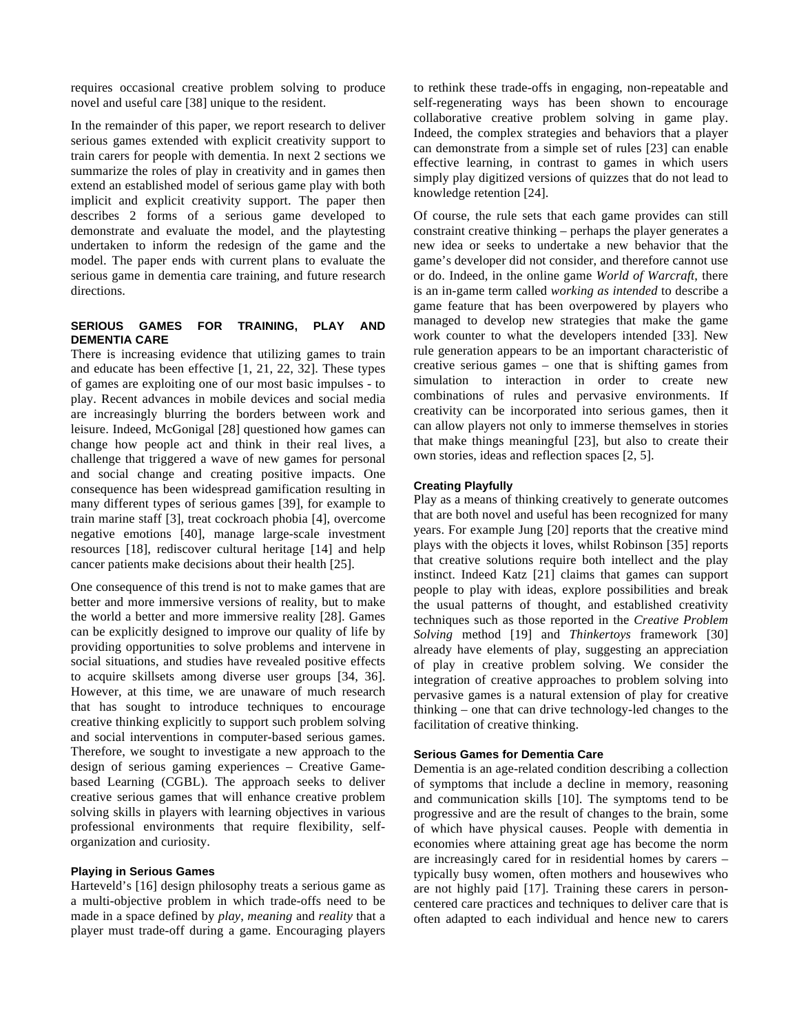requires occasional creative problem solving to produce novel and useful care [38] unique to the resident.

In the remainder of this paper, we report research to deliver serious games extended with explicit creativity support to train carers for people with dementia. In next 2 sections we summarize the roles of play in creativity and in games then extend an established model of serious game play with both implicit and explicit creativity support. The paper then describes 2 forms of a serious game developed to demonstrate and evaluate the model, and the playtesting undertaken to inform the redesign of the game and the model. The paper ends with current plans to evaluate the serious game in dementia care training, and future research directions.

## SERIOUS GAMES FOR TRAINING, PLAY AND DEMENTIA CARE

There is increasing evidence that utilizing games to train and educate has been effective [1, 21, 22, 32]. These types of games are exploiting one of our most basic impulses - to play. Recent advances in mobile devices and social media are increasingly blurring the borders between work and leisure. Indeed, McGonigal [28] questioned how games can change how people act and think in their real lives, a challenge that triggered a wave of new games for personal and social change and creating positive impacts. One consequence has been widespread gamification resulting in many different types of serious games [39], for example to train marine staff [3], treat cockroach phobia [4], overcome negative emotions [40], manage large-scale investment resources [18], rediscover cultural heritage [14] and help cancer patients make decisions about their health [25].

One consequence of this trend is not to make games that are better and more immersive versions of reality, but to make the world a better and more immersive reality [28]. Games can be explicitly designed to improve our quality of life by providing opportunities to solve problems and intervene in social situations, and studies have revealed positive effects to acquire skillsets among diverse user groups [34, 36]. However, at this time, we are unaware of much research that has sought to introduce techniques to encourage creative thinking explicitly to support such problem solving and social interventions in computer-based serious games. Therefore, we sought to investigate a new approach to the design of serious gaming experiences – Creative Game-based Learning (CGBL). The approach seeks to deliver creative serious games that will enhance creative problem solving skills in players with learning objectives in various professional environments that require flexibility, self-organization and curiosity.

### Playing in Serious Games

Harteveld's [16] design philosophy treats a serious game as a multi-objective problem in which trade-offs need to be made in a space defined by *play*, *meaning* and *reality* that a player must trade-off during a game. Encouraging players to rethink these trade-offs in engaging, non-repeatable and self-regenerating ways has been shown to encourage collaborative creative problem solving in game play. Indeed, the complex strategies and behaviors that a player can demonstrate from a simple set of rules [23] can enable effective learning, in contrast to games in which users simply play digitized versions of quizzes that do not lead to knowledge retention [24].

Of course, the rule sets that each game provides can still constraint creative thinking – perhaps the player generates a new idea or seeks to undertake a new behavior that the game's developer did not consider, and therefore cannot use or do. Indeed, in the online game *World of Warcraft*, there is an in-game term called *working as intended* to describe a game feature that has been overpowered by players who managed to develop new strategies that make the game work counter to what the developers intended [33]. New rule generation appears to be an important characteristic of creative serious games – one that is shifting games from simulation to interaction in order to create new combinations of rules and pervasive environments. If creativity can be incorporated into serious games, then it can allow players not only to immerse themselves in stories that make things meaningful [23], but also to create their own stories, ideas and reflection spaces [2, 5].

### Creating Playfully

Play as a means of thinking creatively to generate outcomes that are both novel and useful has been recognized for many years. For example Jung [20] reports that the creative mind plays with the objects it loves, whilst Robinson [35] reports that creative solutions require both intellect and the play instinct. Indeed Katz [21] claims that games can support people to play with ideas, explore possibilities and break the usual patterns of thought, and established creativity techniques such as those reported in the *Creative Problem Solving* method [19] and *Thinkertoys* framework [30] already have elements of play, suggesting an appreciation of play in creative problem solving. We consider the integration of creative approaches to problem solving into pervasive games is a natural extension of play for creative thinking – one that can drive technology-led changes to the facilitation of creative thinking.

### Serious Games for Dementia Care

Dementia is an age-related condition describing a collection of symptoms that include a decline in memory, reasoning and communication skills [10]. The symptoms tend to be progressive and are the result of changes to the brain, some of which have physical causes. People with dementia in economies where attaining great age has become the norm are increasingly cared for in residential homes by carers – typically busy women, often mothers and housewives who are not highly paid [17]. Training these carers in person-centered care practices and techniques to deliver care that is often adapted to each individual and hence new to carers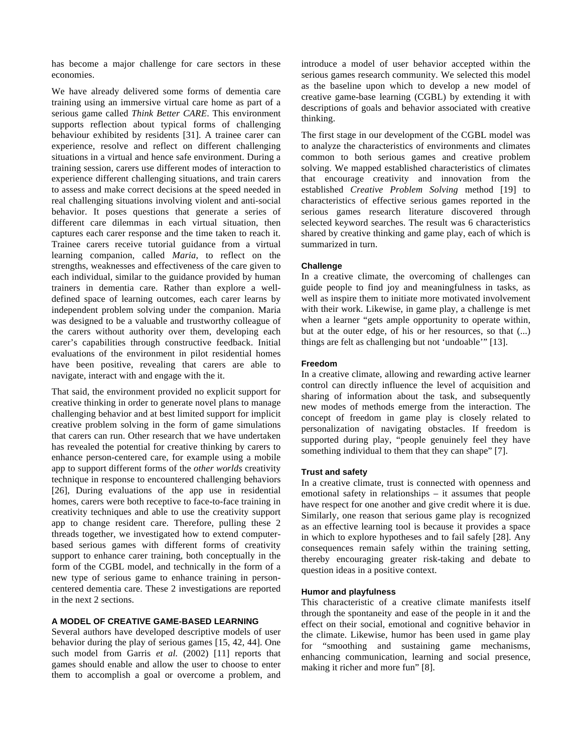has become a major challenge for care sectors in these economies.

We have already delivered some forms of dementia care training using an immersive virtual care home as part of a serious game called *Think Better CARE*. This environment supports reflection about typical forms of challenging behaviour exhibited by residents [31]. A trainee carer can experience, resolve and reflect on different challenging situations in a virtual and hence safe environment. During a training session, carers use different modes of interaction to experience different challenging situations, and train carers to assess and make correct decisions at the speed needed in real challenging situations involving violent and anti-social behavior. It poses questions that generate a series of different care dilemmas in each virtual situation, then captures each carer response and the time taken to reach it. Trainee carers receive tutorial guidance from a virtual learning companion, called *Maria*, to reflect on the strengths, weaknesses and effectiveness of the care given to each individual, similar to the guidance provided by human trainers in dementia care. Rather than explore a well-defined space of learning outcomes, each carer learns by independent problem solving under the companion. Maria was designed to be a valuable and trustworthy colleague of the carers without authority over them, developing each carer's capabilities through constructive feedback. Initial evaluations of the environment in pilot residential homes have been positive, revealing that carers are able to navigate, interact with and engage with the it.

That said, the environment provided no explicit support for creative thinking in order to generate novel plans to manage challenging behavior and at best limited support for implicit creative problem solving in the form of game simulations that carers can run. Other research that we have undertaken has revealed the potential for creative thinking by carers to enhance person-centered care, for example using a mobile app to support different forms of the *other worlds* creativity technique in response to encountered challenging behaviors [26], During evaluations of the app use in residential homes, carers were both receptive to face-to-face training in creativity techniques and able to use the creativity support app to change resident care. Therefore, pulling these 2 threads together, we investigated how to extend computer-based serious games with different forms of creativity support to enhance carer training, both conceptually in the form of the CGBL model, and technically in the form of a new type of serious game to enhance training in person-centered dementia care. These 2 investigations are reported in the next 2 sections.

## A MODEL OF CREATIVE GAME-BASED LEARNING

Several authors have developed descriptive models of user behavior during the play of serious games [15, 42, 44]. One such model from Garris *et al.* (2002) [11] reports that games should enable and allow the user to choose to enter them to accomplish a goal or overcome a problem, and introduce a model of user behavior accepted within the serious games research community. We selected this model as the baseline upon which to develop a new model of creative game-base learning (CGBL) by extending it with descriptions of goals and behavior associated with creative thinking.

The first stage in our development of the CGBL model was to analyze the characteristics of environments and climates common to both serious games and creative problem solving. We mapped established characteristics of climates that encourage creativity and innovation from the established *Creative Problem Solving* method [19] to characteristics of effective serious games reported in the serious games research literature discovered through selected keyword searches. The result was 6 characteristics shared by creative thinking and game play, each of which is summarized in turn.

### Challenge

In a creative climate, the overcoming of challenges can guide people to find joy and meaningfulness in tasks, as well as inspire them to initiate more motivated involvement with their work. Likewise, in game play, a challenge is met when a learner "gets ample opportunity to operate within, but at the outer edge, of his or her resources, so that (...) things are felt as challenging but not 'undoable'" [13].

### Freedom

In a creative climate, allowing and rewarding active learner control can directly influence the level of acquisition and sharing of information about the task, and subsequently new modes of methods emerge from the interaction. The concept of freedom in game play is closely related to personalization of navigating obstacles. If freedom is supported during play, "people genuinely feel they have something individual to them that they can shape" [7].

### Trust and safety

In a creative climate, trust is connected with openness and emotional safety in relationships – it assumes that people have respect for one another and give credit where it is due. Similarly, one reason that serious game play is recognized as an effective learning tool is because it provides a space in which to explore hypotheses and to fail safely [28]. Any consequences remain safely within the training setting, thereby encouraging greater risk-taking and debate to question ideas in a positive context.

### Humor and playfulness

This characteristic of a creative climate manifests itself through the spontaneity and ease of the people in it and the effect on their social, emotional and cognitive behavior in the climate. Likewise, humor has been used in game play for "smoothing and sustaining game mechanisms, enhancing communication, learning and social presence, making it richer and more fun" [8].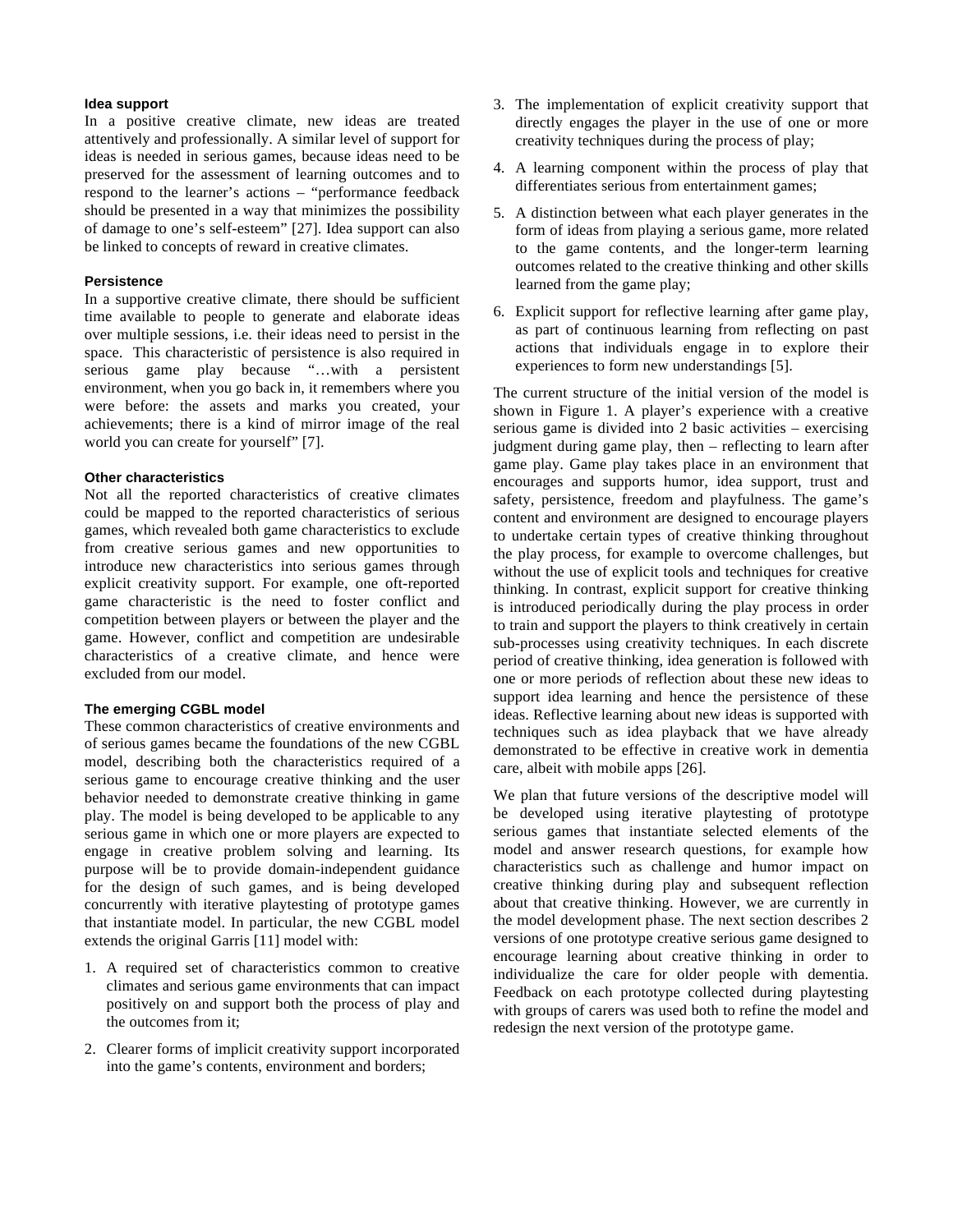### Idea support

In a positive creative climate, new ideas are treated attentively and professionally. A similar level of support for ideas is needed in serious games, because ideas need to be preserved for the assessment of learning outcomes and to respond to the learner's actions – "performance feedback should be presented in a way that minimizes the possibility of damage to one's self-esteem" [27]. Idea support can also be linked to concepts of reward in creative climates.

### Persistence

In a supportive creative climate, there should be sufficient time available to people to generate and elaborate ideas over multiple sessions, i.e. their ideas need to persist in the space. This characteristic of persistence is also required in serious game play because "…with a persistent environment, when you go back in, it remembers where you were before: the assets and marks you created, your achievements; there is a kind of mirror image of the real world you can create for yourself" [7].

### Other characteristics

Not all the reported characteristics of creative climates could be mapped to the reported characteristics of serious games, which revealed both game characteristics to exclude from creative serious games and new opportunities to introduce new characteristics into serious games through explicit creativity support. For example, one oft-reported game characteristic is the need to foster conflict and competition between players or between the player and the game. However, conflict and competition are undesirable characteristics of a creative climate, and hence were excluded from our model.

### The emerging CGBL model

These common characteristics of creative environments and of serious games became the foundations of the new CGBL model, describing both the characteristics required of a serious game to encourage creative thinking and the user behavior needed to demonstrate creative thinking in game play. The model is being developed to be applicable to any serious game in which one or more players are expected to engage in creative problem solving and learning. Its purpose will be to provide domain-independent guidance for the design of such games, and is being developed concurrently with iterative playtesting of prototype games that instantiate model. In particular, the new CGBL model extends the original Garris [11] model with:

1. A required set of characteristics common to creative climates and serious game environments that can impact positively on and support both the process of play and the outcomes from it;
2. Clearer forms of implicit creativity support incorporated into the game's contents, environment and borders;
3. The implementation of explicit creativity support that directly engages the player in the use of one or more creativity techniques during the process of play;
4. A learning component within the process of play that differentiates serious from entertainment games;
5. A distinction between what each player generates in the form of ideas from playing a serious game, more related to the game contents, and the longer-term learning outcomes related to the creative thinking and other skills learned from the game play;
6. Explicit support for reflective learning after game play, as part of continuous learning from reflecting on past actions that individuals engage in to explore their experiences to form new understandings [5].

The current structure of the initial version of the model is shown in Figure 1. A player's experience with a creative serious game is divided into 2 basic activities – exercising judgment during game play, then – reflecting to learn after game play. Game play takes place in an environment that encourages and supports humor, idea support, trust and safety, persistence, freedom and playfulness. The game's content and environment are designed to encourage players to undertake certain types of creative thinking throughout the play process, for example to overcome challenges, but without the use of explicit tools and techniques for creative thinking. In contrast, explicit support for creative thinking is introduced periodically during the play process in order to train and support the players to think creatively in certain sub-processes using creativity techniques. In each discrete period of creative thinking, idea generation is followed with one or more periods of reflection about these new ideas to support idea learning and hence the persistence of these ideas. Reflective learning about new ideas is supported with techniques such as idea playback that we have already demonstrated to be effective in creative work in dementia care, albeit with mobile apps [26].

We plan that future versions of the descriptive model will be developed using iterative playtesting of prototype serious games that instantiate selected elements of the model and answer research questions, for example how characteristics such as challenge and humor impact on creative thinking during play and subsequent reflection about that creative thinking. However, we are currently in the model development phase. The next section describes 2 versions of one prototype creative serious game designed to encourage learning about creative thinking in order to individualize the care for older people with dementia. Feedback on each prototype collected during playtesting with groups of carers was used both to refine the model and redesign the next version of the prototype game.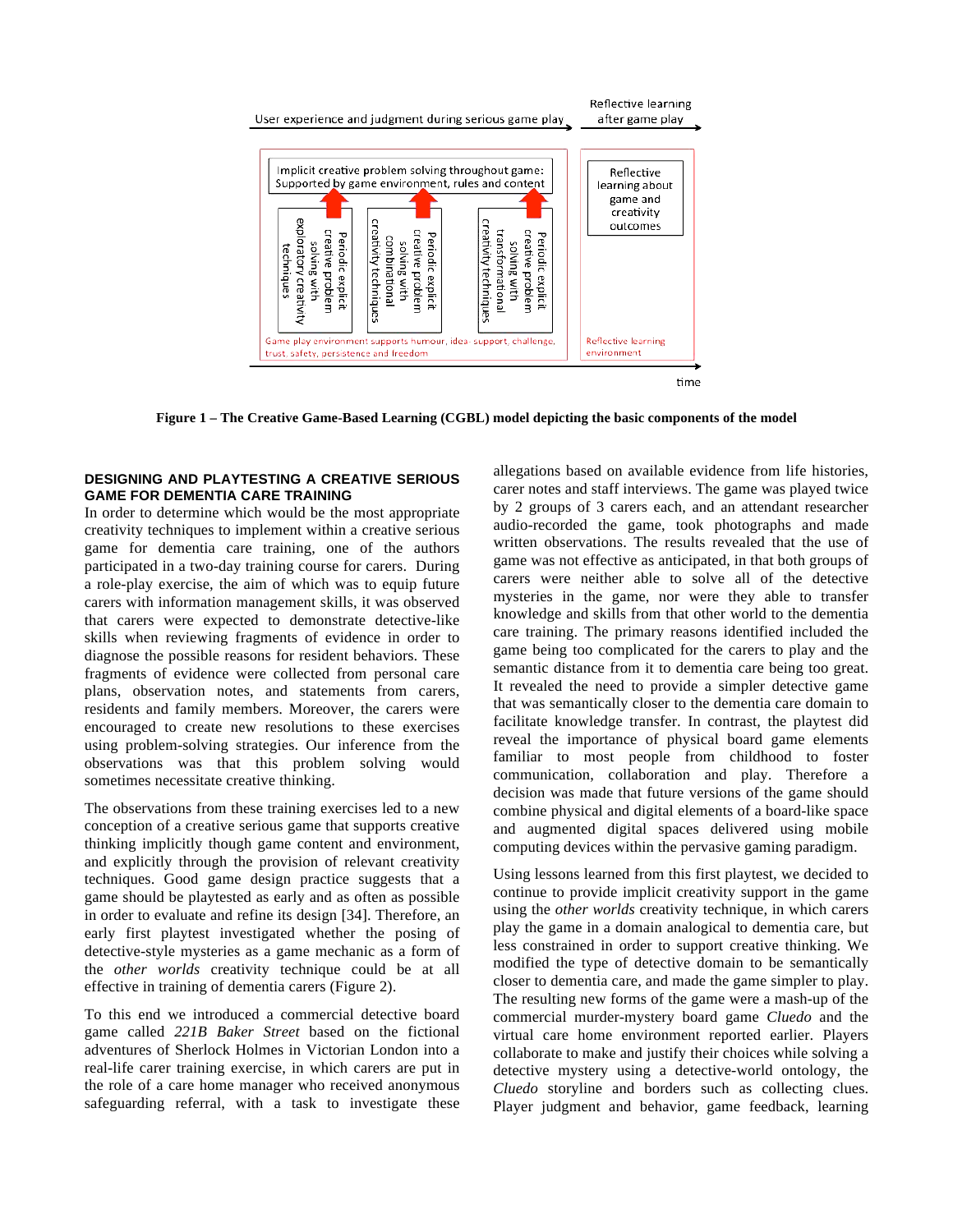User experience and judgment during serious game play

Reflective learning after game play

Implicit creative problem solving throughout game: Supported by game environment, rules and content

Periodic explicit creative problem solving with exploratory creativity techniques

Periodic explicit creative problem solving with combinational creativity techniques

Periodic explicit creative problem solving with transformational creativity techniques

Game play environment supports humour, idea-support, challenge, trust, safety, persistence and freedom

Reflective learning about game and creativity outcomes

Reflective learning environment

time

**Figure 1 – The Creative Game-Based Learning (CGBL) model depicting the basic components of the model**

### DESIGNING AND PLAYTESTING A CREATIVE SERIOUS GAME FOR DEMENTIA CARE TRAINING

In order to determine which would be the most appropriate creativity techniques to implement within a creative serious game for dementia care training, one of the authors participated in a two-day training course for carers. During a role-play exercise, the aim of which was to equip future carers with information management skills, it was observed that carers were expected to demonstrate detective-like skills when reviewing fragments of evidence in order to diagnose the possible reasons for resident behaviors. These fragments of evidence were collected from personal care plans, observation notes, and statements from carers, residents and family members. Moreover, the carers were encouraged to create new resolutions to these exercises using problem-solving strategies. Our inference from the observations was that this problem solving would sometimes necessitate creative thinking.

The observations from these training exercises led to a new conception of a creative serious game that supports creative thinking implicitly though game content and environment, and explicitly through the provision of relevant creativity techniques. Good game design practice suggests that a game should be playtested as early and as often as possible in order to evaluate and refine its design [34]. Therefore, an early first playtest investigated whether the posing of detective-style mysteries as a game mechanic as a form of the *other worlds* creativity technique could be at all effective in training of dementia carers (Figure 2).

To this end we introduced a commercial detective board game called *221B Baker Street* based on the fictional adventures of Sherlock Holmes in Victorian London into a real-life carer training exercise, in which carers are put in the role of a care home manager who received anonymous safeguarding referral, with a task to investigate these allegations based on available evidence from life histories, carer notes and staff interviews. The game was played twice by 2 groups of 3 carers each, and an attendant researcher audio-recorded the game, took photographs and made written observations. The results revealed that the use of game was not effective as anticipated, in that both groups of carers were neither able to solve all of the detective mysteries in the game, nor were they able to transfer knowledge and skills from that other world to the dementia care training. The primary reasons identified included the game being too complicated for the carers to play and the semantic distance from it to dementia care being too great. It revealed the need to provide a simpler detective game that was semantically closer to the dementia care domain to facilitate knowledge transfer. In contrast, the playtest did reveal the importance of physical board game elements familiar to most people from childhood to foster communication, collaboration and play. Therefore a decision was made that future versions of the game should combine physical and digital elements of a board-like space and augmented digital spaces delivered using mobile computing devices within the pervasive gaming paradigm.

Using lessons learned from this first playtest, we decided to continue to provide implicit creativity support in the game using the *other worlds* creativity technique, in which carers play the game in a domain analogical to dementia care, but less constrained in order to support creative thinking. We modified the type of detective domain to be semantically closer to dementia care, and made the game simpler to play. The resulting new forms of the game were a mash-up of the commercial murder-mystery board game *Cluedo* and the virtual care home environment reported earlier. Players collaborate to make and justify their choices while solving a detective mystery using a detective-world ontology, the *Cluedo* storyline and borders such as collecting clues. Player judgment and behavior, game feedback, learning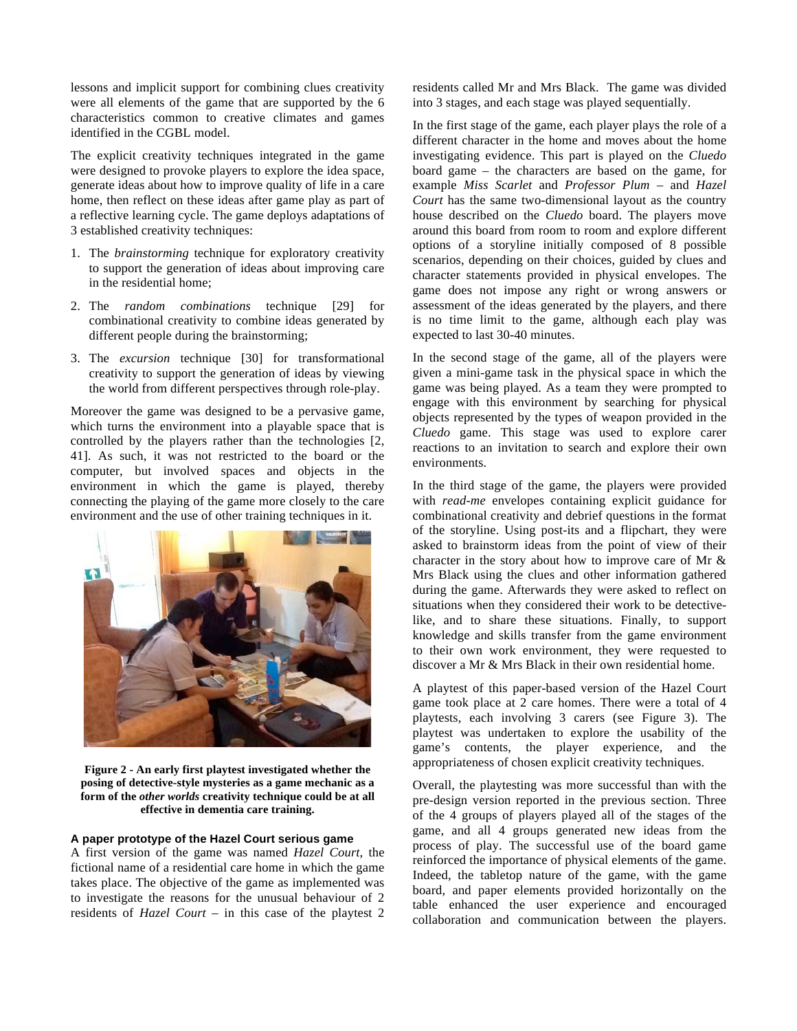lessons and implicit support for combining clues creativity were all elements of the game that are supported by the 6 characteristics common to creative climates and games identified in the CGBL model.

The explicit creativity techniques integrated in the game were designed to provoke players to explore the idea space, generate ideas about how to improve quality of life in a care home, then reflect on these ideas after game play as part of a reflective learning cycle. The game deploys adaptations of 3 established creativity techniques:

1. The *brainstorming* technique for exploratory creativity to support the generation of ideas about improving care in the residential home;
2. The *random combinations* technique [29] for combinational creativity to combine ideas generated by different people during the brainstorming;
3. The *excursion* technique [30] for transformational creativity to support the generation of ideas by viewing the world from different perspectives through role-play.

Moreover the game was designed to be a pervasive game, which turns the environment into a playable space that is controlled by the players rather than the technologies [2, 41]. As such, it was not restricted to the board or the computer, but involved spaces and objects in the environment in which the game is played, thereby connecting the playing of the game more closely to the care environment and the use of other training techniques in it.

**Figure 2 - An early first playtest investigated whether the posing of detective-style mysteries as a game mechanic as a form of the *other worlds* creativity technique could be at all effective in dementia care training.**

### A paper prototype of the Hazel Court serious game

A first version of the game was named *Hazel Court*, the fictional name of a residential care home in which the game takes place. The objective of the game as implemented was to investigate the reasons for the unusual behaviour of 2 residents of *Hazel Court* – in this case of the playtest 2 residents called Mr and Mrs Black. The game was divided into 3 stages, and each stage was played sequentially.

In the first stage of the game, each player plays the role of a different character in the home and moves about the home investigating evidence. This part is played on the *Cluedo* board game – the characters are based on the game, for example *Miss Scarlet* and *Professor Plum* – and *Hazel Court* has the same two-dimensional layout as the country house described on the *Cluedo* board. The players move around this board from room to room and explore different options of a storyline initially composed of 8 possible scenarios, depending on their choices, guided by clues and character statements provided in physical envelopes. The game does not impose any right or wrong answers or assessment of the ideas generated by the players, and there is no time limit to the game, although each play was expected to last 30-40 minutes.

In the second stage of the game, all of the players were given a mini-game task in the physical space in which the game was being played. As a team they were prompted to engage with this environment by searching for physical objects represented by the types of weapon provided in the *Cluedo* game. This stage was used to explore carer reactions to an invitation to search and explore their own environments.

In the third stage of the game, the players were provided with *read-me* envelopes containing explicit guidance for combinational creativity and debrief questions in the format of the storyline. Using post-its and a flipchart, they were asked to brainstorm ideas from the point of view of their character in the story about how to improve care of Mr & Mrs Black using the clues and other information gathered during the game. Afterwards they were asked to reflect on situations when they considered their work to be detective-like, and to share these situations. Finally, to support knowledge and skills transfer from the game environment to their own work environment, they were requested to discover a Mr & Mrs Black in their own residential home.

A playtest of this paper-based version of the Hazel Court game took place at 2 care homes. There were a total of 4 playtests, each involving 3 carers (see Figure 3). The playtest was undertaken to explore the usability of the game's contents, the player experience, and the appropriateness of chosen explicit creativity techniques.

Overall, the playtesting was more successful than with the pre-design version reported in the previous section. Three of the 4 groups of players played all of the stages of the game, and all 4 groups generated new ideas from the process of play. The successful use of the board game reinforced the importance of physical elements of the game. Indeed, the tabletop nature of the game, with the game board, and paper elements provided horizontally on the table enhanced the user experience and encouraged collaboration and communication between the players.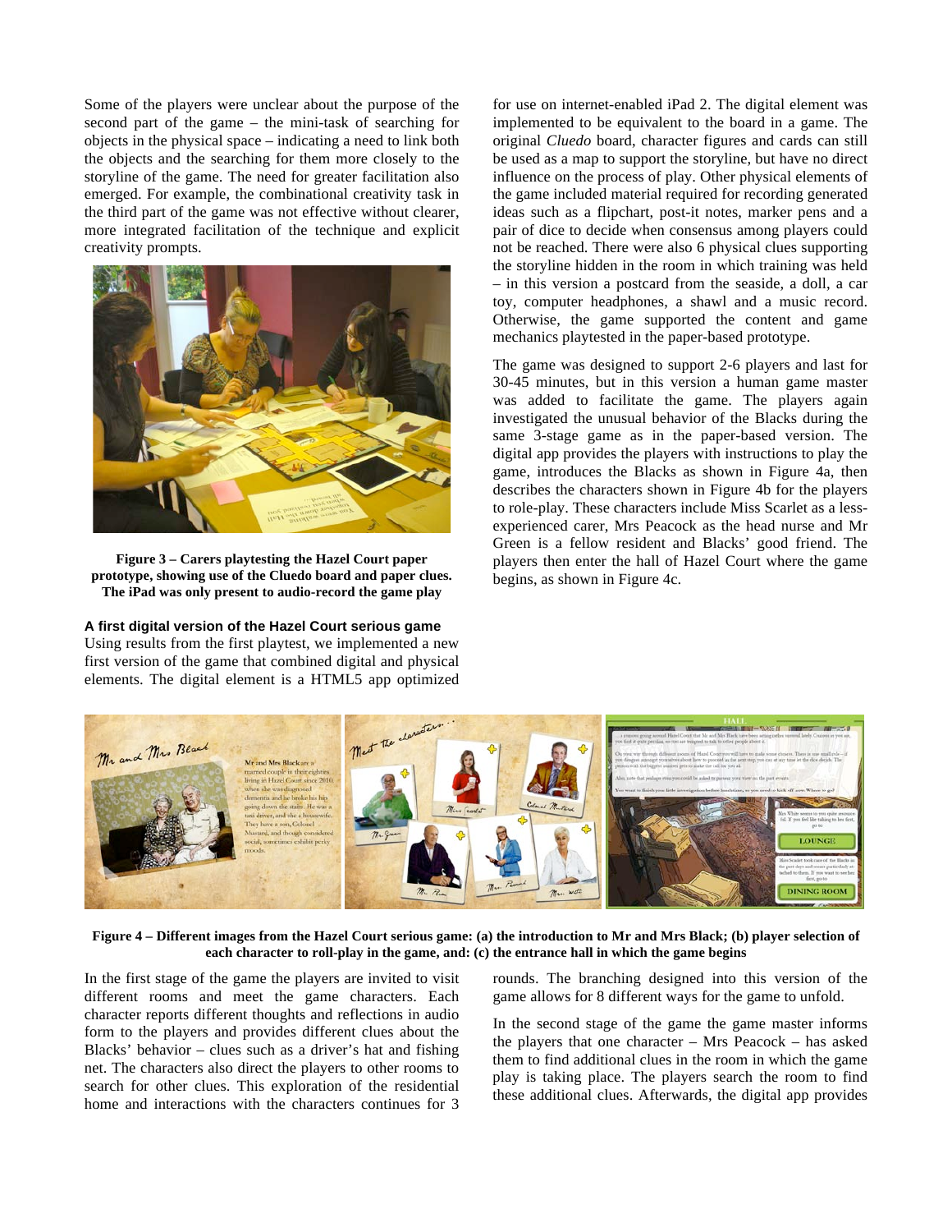Some of the players were unclear about the purpose of the second part of the game – the mini-task of searching for objects in the physical space – indicating a need to link both the objects and the searching for them more closely to the storyline of the game. The need for greater facilitation also emerged. For example, the combinational creativity task in the third part of the game was not effective without clearer, more integrated facilitation of the technique and explicit creativity prompts.

**Figure 3 – Carers playtesting the Hazel Court paper prototype, showing use of the Cluedo board and paper clues. The iPad was only present to audio-record the game play**

**A first digital version of the Hazel Court serious game**

Using results from the first playtest, we implemented a new first version of the game that combined digital and physical elements. The digital element is a HTML5 app optimized for use on internet-enabled iPad 2. The digital element was implemented to be equivalent to the board in a game. The original *Cluedo* board, character figures and cards can still be used as a map to support the storyline, but have no direct influence on the process of play. Other physical elements of the game included material required for recording generated ideas such as a flipchart, post-it notes, marker pens and a pair of dice to decide when consensus among players could not be reached. There were also 6 physical clues supporting the storyline hidden in the room in which training was held – in this version a postcard from the seaside, a doll, a car toy, computer headphones, a shawl and a music record. Otherwise, the game supported the content and game mechanics playtested in the paper-based prototype.

The game was designed to support 2-6 players and last for 30-45 minutes, but in this version a human game master was added to facilitate the game. The players again investigated the unusual behavior of the Blacks during the same 3-stage game as in the paper-based version. The digital app provides the players with instructions to play the game, introduces the Blacks as shown in Figure 4a, then describes the characters shown in Figure 4b for the players to role-play. These characters include Miss Scarlet as a less-experienced carer, Mrs Peacock as the head nurse and Mr Green is a fellow resident and Blacks' good friend. The players then enter the hall of Hazel Court where the game begins, as shown in Figure 4c.

**Figure 4 – Different images from the Hazel Court serious game: (a) the introduction to Mr and Mrs Black; (b) player selection of each character to roll-play in the game, and: (c) the entrance hall in which the game begins**

In the first stage of the game the players are invited to visit different rooms and meet the game characters. Each character reports different thoughts and reflections in audio form to the players and provides different clues about the Blacks' behavior – clues such as a driver's hat and fishing net. The characters also direct the players to other rooms to search for other clues. This exploration of the residential home and interactions with the characters continues for 3 rounds. The branching designed into this version of the game allows for 8 different ways for the game to unfold.

In the second stage of the game the game master informs the players that one character – Mrs Peacock – has asked them to find additional clues in the room in which the game play is taking place. The players search the room to find these additional clues. Afterwards, the digital app provides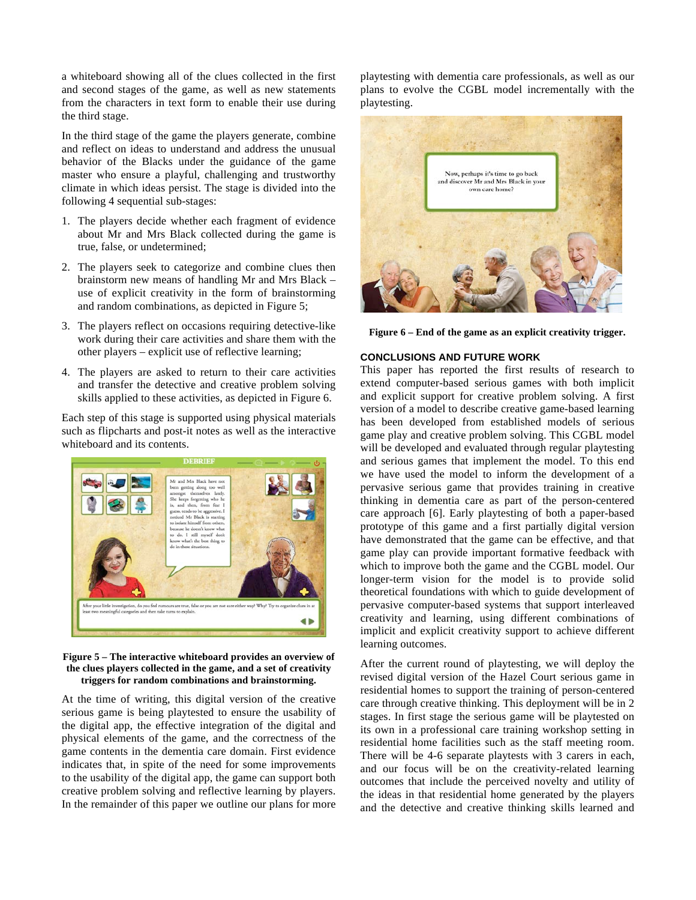a whiteboard showing all of the clues collected in the first and second stages of the game, as well as new statements from the characters in text form to enable their use during the third stage.

In the third stage of the game the players generate, combine and reflect on ideas to understand and address the unusual behavior of the Blacks under the guidance of the game master who ensure a playful, challenging and trustworthy climate in which ideas persist. The stage is divided into the following 4 sequential sub-stages:

1. The players decide whether each fragment of evidence about Mr and Mrs Black collected during the game is true, false, or undetermined;
2. The players seek to categorize and combine clues then brainstorm new means of handling Mr and Mrs Black – use of explicit creativity in the form of brainstorming and random combinations, as depicted in Figure 5;
3. The players reflect on occasions requiring detective-like work during their care activities and share them with the other players – explicit use of reflective learning;
4. The players are asked to return to their care activities and transfer the detective and creative problem solving skills applied to these activities, as depicted in Figure 6.

Each step of this stage is supported using physical materials such as flipcharts and post-it notes as well as the interactive whiteboard and its contents.

**Figure 5 – The interactive whiteboard provides an overview of the clues players collected in the game, and a set of creativity triggers for random combinations and brainstorming.**

At the time of writing, this digital version of the creative serious game is being playtested to ensure the usability of the digital app, the effective integration of the digital and physical elements of the game, and the correctness of the game contents in the dementia care domain. First evidence indicates that, in spite of the need for some improvements to the usability of the digital app, the game can support both creative problem solving and reflective learning by players. In the remainder of this paper we outline our plans for more playtesting with dementia care professionals, as well as our plans to evolve the CGBL model incrementally with the playtesting.

**Figure 6 – End of the game as an explicit creativity trigger.**

## CONCLUSIONS AND FUTURE WORK

This paper has reported the first results of research to extend computer-based serious games with both implicit and explicit support for creative problem solving. A first version of a model to describe creative game-based learning has been developed from established models of serious game play and creative problem solving. This CGBL model will be developed and evaluated through regular playtesting and serious games that implement the model. To this end we have used the model to inform the development of a pervasive serious game that provides training in creative thinking in dementia care as part of the person-centered care approach [6]. Early playtesting of both a paper-based prototype of this game and a first partially digital version have demonstrated that the game can be effective, and that game play can provide important formative feedback with which to improve both the game and the CGBL model. Our longer-term vision for the model is to provide solid theoretical foundations with which to guide development of pervasive computer-based systems that support interleaved creativity and learning, using different combinations of implicit and explicit creativity support to achieve different learning outcomes.

After the current round of playtesting, we will deploy the revised digital version of the Hazel Court serious game in residential homes to support the training of person-centered care through creative thinking. This deployment will be in 2 stages. In first stage the serious game will be playtested on its own in a professional care training workshop setting in residential home facilities such as the staff meeting room. There will be 4-6 separate playtests with 3 carers in each, and our focus will be on the creativity-related learning outcomes that include the perceived novelty and utility of the ideas in that residential home generated by the players and the detective and creative thinking skills learned and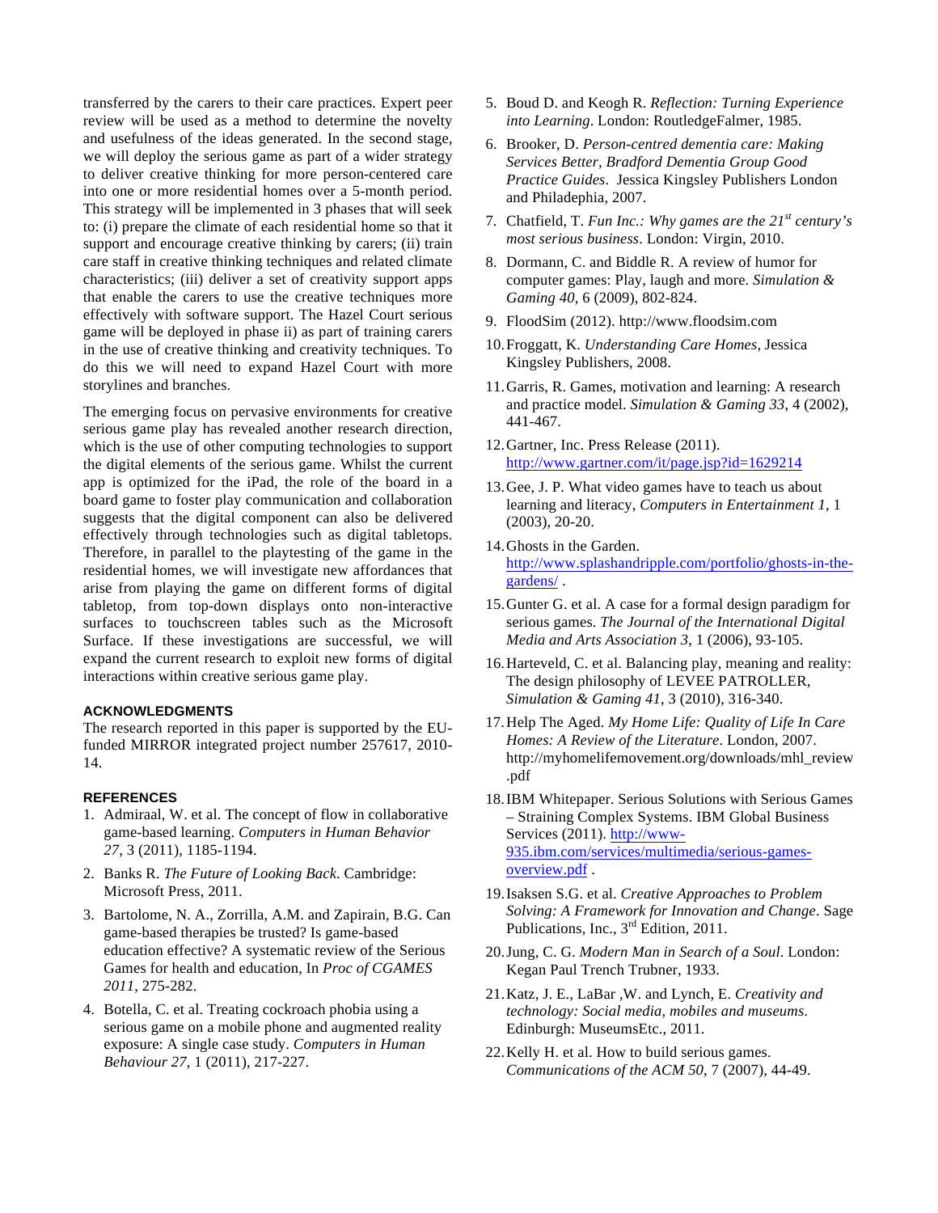transferred by the carers to their care practices. Expert peer review will be used as a method to determine the novelty and usefulness of the ideas generated. In the second stage, we will deploy the serious game as part of a wider strategy to deliver creative thinking for more person-centered care into one or more residential homes over a 5-month period. This strategy will be implemented in 3 phases that will seek to: (i) prepare the climate of each residential home so that it support and encourage creative thinking by carers; (ii) train care staff in creative thinking techniques and related climate characteristics; (iii) deliver a set of creativity support apps that enable the carers to use the creative techniques more effectively with software support. The Hazel Court serious game will be deployed in phase ii) as part of training carers in the use of creative thinking and creativity techniques. To do this we will need to expand Hazel Court with more storylines and branches.

The emerging focus on pervasive environments for creative serious game play has revealed another research direction, which is the use of other computing technologies to support the digital elements of the serious game. Whilst the current app is optimized for the iPad, the role of the board in a board game to foster play communication and collaboration suggests that the digital component can also be delivered effectively through technologies such as digital tabletops. Therefore, in parallel to the playtesting of the game in the residential homes, we will investigate new affordances that arise from playing the game on different forms of digital tabletop, from top-down displays onto non-interactive surfaces to touchscreen tables such as the Microsoft Surface. If these investigations are successful, we will expand the current research to exploit new forms of digital interactions within creative serious game play.

### ACKNOWLEDGMENTS

The research reported in this paper is supported by the EU-funded MIRROR integrated project number 257617, 2010-14.

### REFERENCES

1. Admiraal, W. et al. The concept of flow in collaborative game-based learning. *Computers in Human Behavior 27*, 3 (2011), 1185-1194.
2. Banks R. *The Future of Looking Back*. Cambridge: Microsoft Press, 2011.
3. Bartolome, N. A., Zorrilla, A.M. and Zapirain, B.G. Can game-based therapies be trusted? Is game-based education effective? A systematic review of the Serious Games for health and education, In *Proc of CGAMES 2011*, 275-282.
4. Botella, C. et al. Treating cockroach phobia using a serious game on a mobile phone and augmented reality exposure: A single case study. *Computers in Human Behaviour 27*, 1 (2011), 217-227.
5. Boud D. and Keogh R. *Reflection: Turning Experience into Learning*. London: RoutledgeFalmer, 1985.
6. Brooker, D. *Person-centred dementia care: Making Services Better, Bradford Dementia Group Good Practice Guides*. Jessica Kingsley Publishers London and Philadephia, 2007.
7. Chatfield, T. *Fun Inc.: Why games are the 21st century's most serious business*. London: Virgin, 2010.
8. Dormann, C. and Biddle R. A review of humor for computer games: Play, laugh and more. *Simulation & Gaming 40*, 6 (2009), 802-824.
9. FloodSim (2012). http://www.floodsim.com
10. Froggatt, K. *Understanding Care Homes*, Jessica Kingsley Publishers, 2008.
11. Garris, R. Games, motivation and learning: A research and practice model. *Simulation & Gaming 33*, 4 (2002), 441-467.
12. Gartner, Inc. Press Release (2011). http://www.gartner.com/it/page.jsp?id=1629214
13. Gee, J. P. What video games have to teach us about learning and literacy, *Computers in Entertainment 1*, 1 (2003), 20-20.
14. Ghosts in the Garden. http://www.splashandripple.com/portfolio/ghosts-in-the-gardens/ .
15. Gunter G. et al. A case for a formal design paradigm for serious games. *The Journal of the International Digital Media and Arts Association 3*, 1 (2006), 93-105.
16. Harteveld, C. et al. Balancing play, meaning and reality: The design philosophy of LEVEE PATROLLER, *Simulation & Gaming 41*, 3 (2010), 316-340.
17. Help The Aged. *My Home Life: Quality of Life In Care Homes: A Review of the Literature*. London, 2007. http://myhomelifemovement.org/downloads/mhl_review.pdf
18. IBM Whitepaper. Serious Solutions with Serious Games – Straining Complex Systems. IBM Global Business Services (2011). http://www-935.ibm.com/services/multimedia/serious-games-overview.pdf .
19. Isaksen S.G. et al. *Creative Approaches to Problem Solving: A Framework for Innovation and Change*. Sage Publications, Inc., 3rd Edition, 2011.
20. Jung, C. G. *Modern Man in Search of a Soul*. London: Kegan Paul Trench Trubner, 1933.
21. Katz, J. E., LaBar ,W. and Lynch, E. *Creativity and technology: Social media, mobiles and museums*. Edinburgh: MuseumsEtc., 2011.
22. Kelly H. et al. How to build serious games. *Communications of the ACM 50*, 7 (2007), 44-49.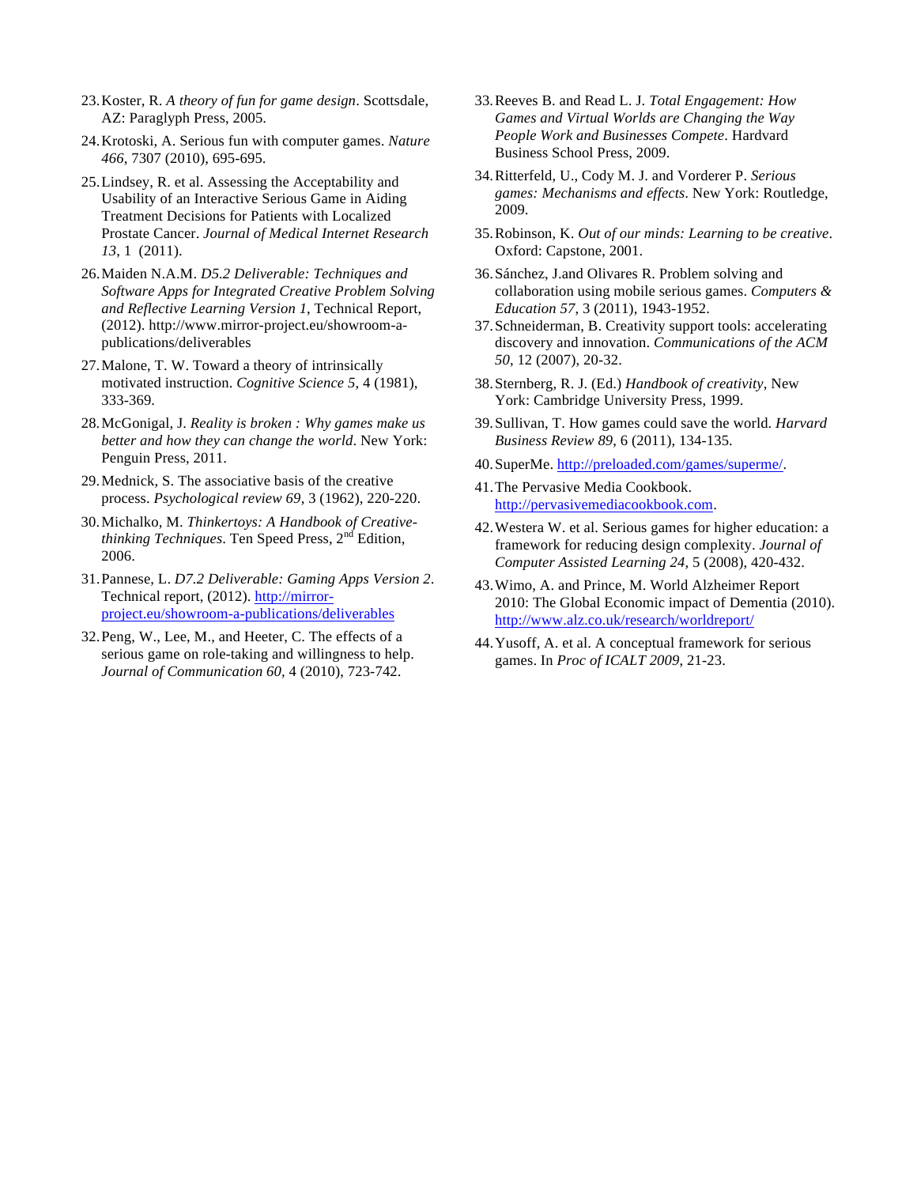23. Koster, R. *A theory of fun for game design*. Scottsdale, AZ: Paraglyph Press, 2005.

24. Krotoski, A. Serious fun with computer games. *Nature 466*, 7307 (2010), 695-695.

25. Lindsey, R. et al. Assessing the Acceptability and Usability of an Interactive Serious Game in Aiding Treatment Decisions for Patients with Localized Prostate Cancer. *Journal of Medical Internet Research 13*, 1 (2011).

26. Maiden N.A.M. *D5.2 Deliverable: Techniques and Software Apps for Integrated Creative Problem Solving and Reflective Learning Version 1*, Technical Report, (2012). http://www.mirror-project.eu/showroom-a-publications/deliverables

27. Malone, T. W. Toward a theory of intrinsically motivated instruction. *Cognitive Science 5*, 4 (1981), 333-369.

28. McGonigal, J. *Reality is broken : Why games make us better and how they can change the world*. New York: Penguin Press, 2011.

29. Mednick, S. The associative basis of the creative process. *Psychological review 69*, 3 (1962), 220-220.

30. Michalko, M. *Thinkertoys: A Handbook of Creative-thinking Techniques*. Ten Speed Press, 2nd Edition, 2006.

31. Pannese, L. *D7.2 Deliverable: Gaming Apps Version 2*. Technical report, (2012). http://mirror-project.eu/showroom-a-publications/deliverables

32. Peng, W., Lee, M., and Heeter, C. The effects of a serious game on role-taking and willingness to help. *Journal of Communication 60*, 4 (2010), 723-742.

33. Reeves B. and Read L. J. *Total Engagement: How Games and Virtual Worlds are Changing the Way People Work and Businesses Compete*. Hardvard Business School Press, 2009.

34. Ritterfeld, U., Cody M. J. and Vorderer P. *Serious games: Mechanisms and effects*. New York: Routledge, 2009.

35. Robinson, K. *Out of our minds: Learning to be creative*. Oxford: Capstone, 2001.

36. Sánchez, J.and Olivares R. Problem solving and collaboration using mobile serious games. *Computers & Education 57*, 3 (2011), 1943-1952.

37. Schneiderman, B. Creativity support tools: accelerating discovery and innovation. *Communications of the ACM 50*, 12 (2007), 20-32.

38. Sternberg, R. J. (Ed.) *Handbook of creativity*, New York: Cambridge University Press, 1999.

39. Sullivan, T. How games could save the world. *Harvard Business Review 89*, 6 (2011), 134-135.

40. SuperMe. http://preloaded.com/games/superme/.

41. The Pervasive Media Cookbook. http://pervasivemediacookbook.com.

42. Westera W. et al. Serious games for higher education: a framework for reducing design complexity. *Journal of Computer Assisted Learning 24*, 5 (2008), 420-432.

43. Wimo, A. and Prince, M. World Alzheimer Report 2010: The Global Economic impact of Dementia (2010). http://www.alz.co.uk/research/worldreport/

44. Yusoff, A. et al. A conceptual framework for serious games. In *Proc of ICALT 2009*, 21-23.